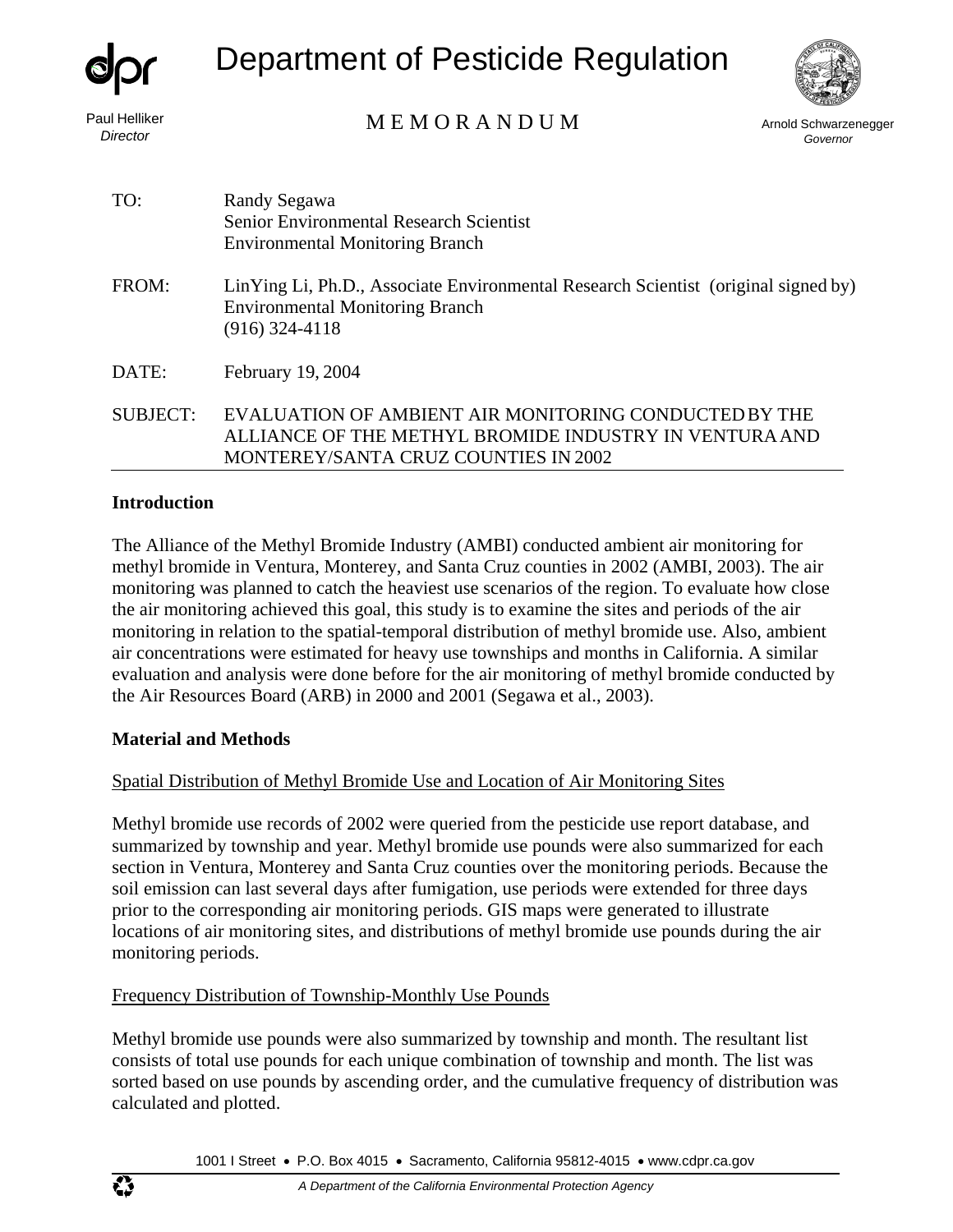# Department of Pesticide Regulation

Paul Helliker
*Director*

MEMORANDUM

Arnold Schwarzenegger
*Governor*

TO: Randy Segawa
Senior Environmental Research Scientist
Environmental Monitoring Branch

FROM: LinYing Li, Ph.D., Associate Environmental Research Scientist (original signed by)
Environmental Monitoring Branch
(916) 324-4118

DATE: February 19, 2004

SUBJECT: EVALUATION OF AMBIENT AIR MONITORING CONDUCTED BY THE ALLIANCE OF THE METHYL BROMIDE INDUSTRY IN VENTURA AND MONTEREY/SANTA CRUZ COUNTIES IN 2002

---

## Introduction

The Alliance of the Methyl Bromide Industry (AMBI) conducted ambient air monitoring for methyl bromide in Ventura, Monterey, and Santa Cruz counties in 2002 (AMBI, 2003). The air monitoring was planned to catch the heaviest use scenarios of the region. To evaluate how close the air monitoring achieved this goal, this study is to examine the sites and periods of the air monitoring in relation to the spatial-temporal distribution of methyl bromide use. Also, ambient air concentrations were estimated for heavy use townships and months in California. A similar evaluation and analysis were done before for the air monitoring of methyl bromide conducted by the Air Resources Board (ARB) in 2000 and 2001 (Segawa et al., 2003).

## Material and Methods

### Spatial Distribution of Methyl Bromide Use and Location of Air Monitoring Sites

Methyl bromide use records of 2002 were queried from the pesticide use report database, and summarized by township and year. Methyl bromide use pounds were also summarized for each section in Ventura, Monterey and Santa Cruz counties over the monitoring periods. Because the soil emission can last several days after fumigation, use periods were extended for three days prior to the corresponding air monitoring periods. GIS maps were generated to illustrate locations of air monitoring sites, and distributions of methyl bromide use pounds during the air monitoring periods.

### Frequency Distribution of Township-Monthly Use Pounds

Methyl bromide use pounds were also summarized by township and month. The resultant list consists of total use pounds for each unique combination of township and month. The list was sorted based on use pounds by ascending order, and the cumulative frequency of distribution was calculated and plotted.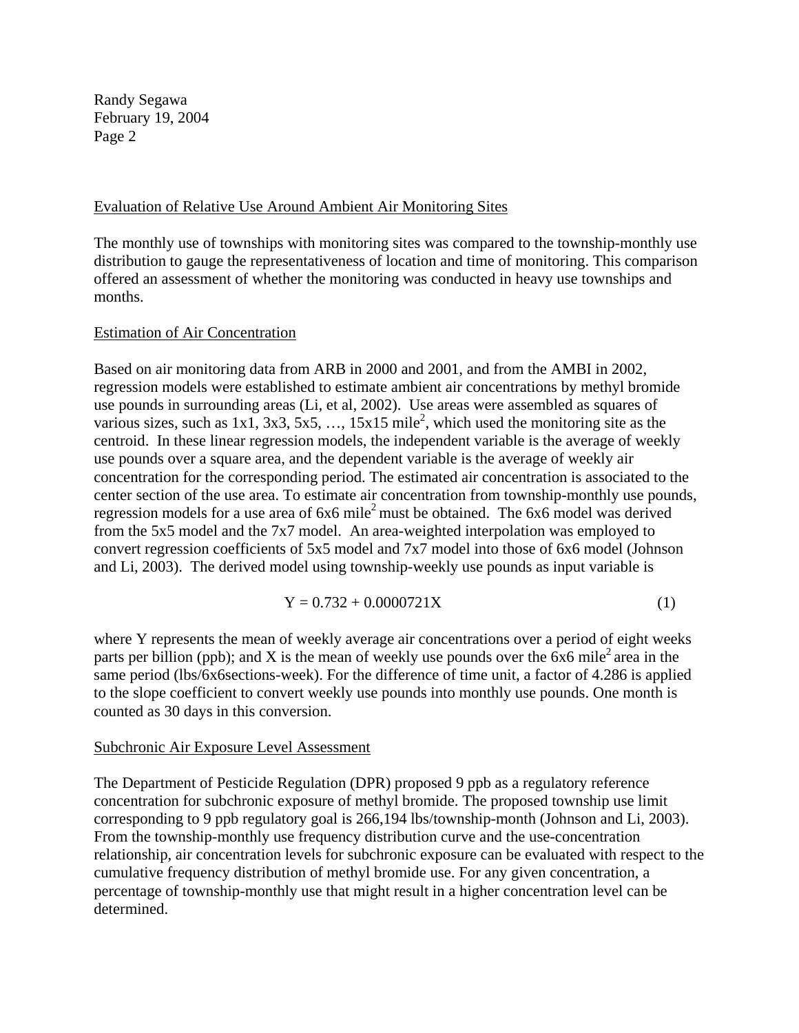### Evaluation of Relative Use Around Ambient Air Monitoring Sites

The monthly use of townships with monitoring sites was compared to the township-monthly use distribution to gauge the representativeness of location and time of monitoring. This comparison offered an assessment of whether the monitoring was conducted in heavy use townships and months.

### Estimation of Air Concentration

Based on air monitoring data from ARB in 2000 and 2001, and from the AMBI in 2002, regression models were established to estimate ambient air concentrations by methyl bromide use pounds in surrounding areas (Li, et al, 2002). Use areas were assembled as squares of various sizes, such as 1x1, 3x3, 5x5, …, 15x15 mile$^2$, which used the monitoring site as the centroid. In these linear regression models, the independent variable is the average of weekly use pounds over a square area, and the dependent variable is the average of weekly air concentration for the corresponding period. The estimated air concentration is associated to the center section of the use area. To estimate air concentration from township-monthly use pounds, regression models for a use area of 6x6 mile$^2$ must be obtained. The 6x6 model was derived from the 5x5 model and the 7x7 model. An area-weighted interpolation was employed to convert regression coefficients of 5x5 model and 7x7 model into those of 6x6 model (Johnson and Li, 2003). The derived model using township-weekly use pounds as input variable is

$$Y = 0.732 + 0.0000721X \tag{1}$$

where Y represents the mean of weekly average air concentrations over a period of eight weeks parts per billion (ppb); and X is the mean of weekly use pounds over the 6x6 mile$^2$ area in the same period (lbs/6x6sections-week). For the difference of time unit, a factor of 4.286 is applied to the slope coefficient to convert weekly use pounds into monthly use pounds. One month is counted as 30 days in this conversion.

### Subchronic Air Exposure Level Assessment

The Department of Pesticide Regulation (DPR) proposed 9 ppb as a regulatory reference concentration for subchronic exposure of methyl bromide. The proposed township use limit corresponding to 9 ppb regulatory goal is 266,194 lbs/township-month (Johnson and Li, 2003). From the township-monthly use frequency distribution curve and the use-concentration relationship, air concentration levels for subchronic exposure can be evaluated with respect to the cumulative frequency distribution of methyl bromide use. For any given concentration, a percentage of township-monthly use that might result in a higher concentration level can be determined.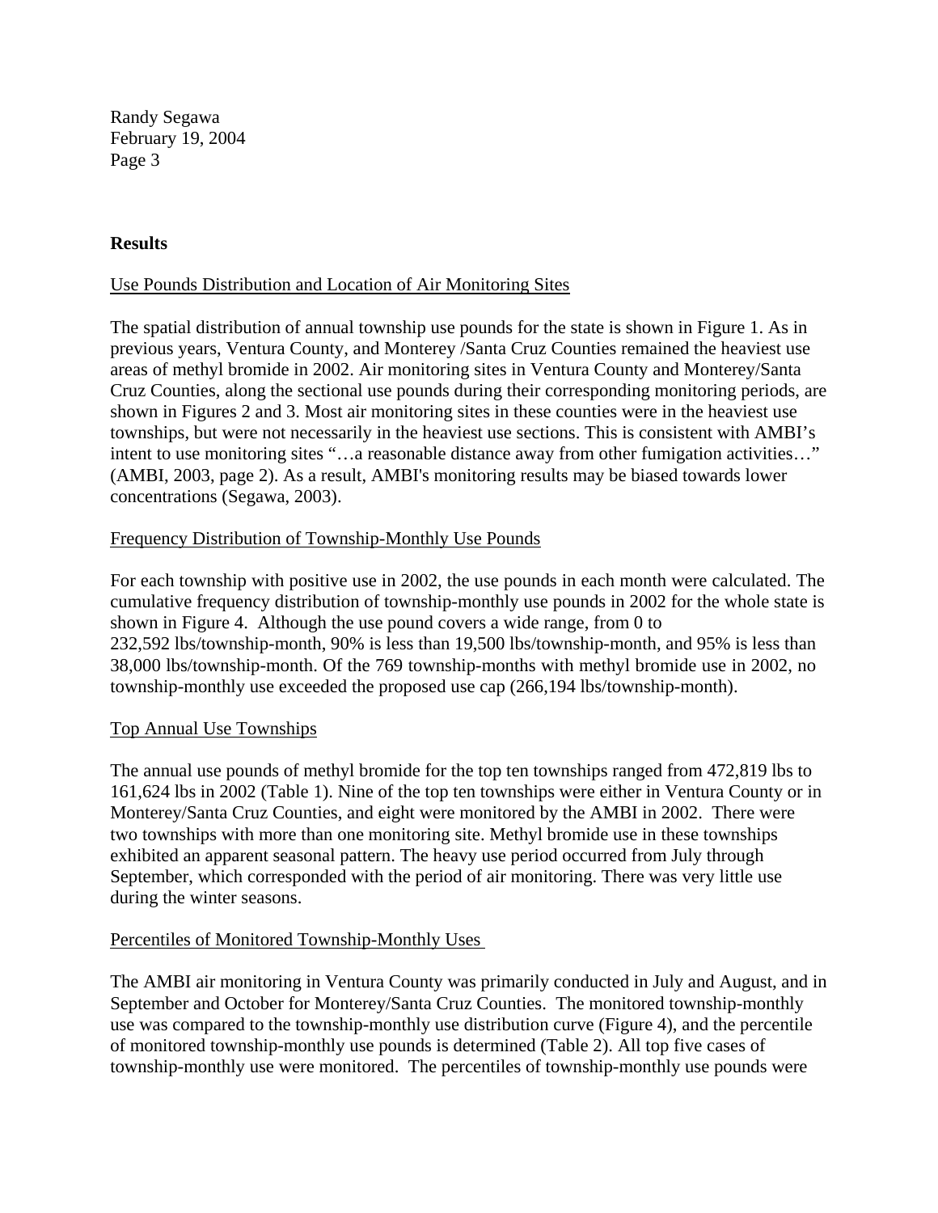## Results

Use Pounds Distribution and Location of Air Monitoring Sites

The spatial distribution of annual township use pounds for the state is shown in Figure 1. As in previous years, Ventura County, and Monterey /Santa Cruz Counties remained the heaviest use areas of methyl bromide in 2002. Air monitoring sites in Ventura County and Monterey/Santa Cruz Counties, along the sectional use pounds during their corresponding monitoring periods, are shown in Figures 2 and 3. Most air monitoring sites in these counties were in the heaviest use townships, but were not necessarily in the heaviest use sections. This is consistent with AMBI's intent to use monitoring sites "…a reasonable distance away from other fumigation activities…" (AMBI, 2003, page 2). As a result, AMBI's monitoring results may be biased towards lower concentrations (Segawa, 2003).

Frequency Distribution of Township-Monthly Use Pounds

For each township with positive use in 2002, the use pounds in each month were calculated. The cumulative frequency distribution of township-monthly use pounds in 2002 for the whole state is shown in Figure 4. Although the use pound covers a wide range, from 0 to 232,592 lbs/township-month, 90% is less than 19,500 lbs/township-month, and 95% is less than 38,000 lbs/township-month. Of the 769 township-months with methyl bromide use in 2002, no township-monthly use exceeded the proposed use cap (266,194 lbs/township-month).

Top Annual Use Townships

The annual use pounds of methyl bromide for the top ten townships ranged from 472,819 lbs to 161,624 lbs in 2002 (Table 1). Nine of the top ten townships were either in Ventura County or in Monterey/Santa Cruz Counties, and eight were monitored by the AMBI in 2002. There were two townships with more than one monitoring site. Methyl bromide use in these townships exhibited an apparent seasonal pattern. The heavy use period occurred from July through September, which corresponded with the period of air monitoring. There was very little use during the winter seasons.

Percentiles of Monitored Township-Monthly Uses

The AMBI air monitoring in Ventura County was primarily conducted in July and August, and in September and October for Monterey/Santa Cruz Counties. The monitored township-monthly use was compared to the township-monthly use distribution curve (Figure 4), and the percentile of monitored township-monthly use pounds is determined (Table 2). All top five cases of township-monthly use were monitored. The percentiles of township-monthly use pounds were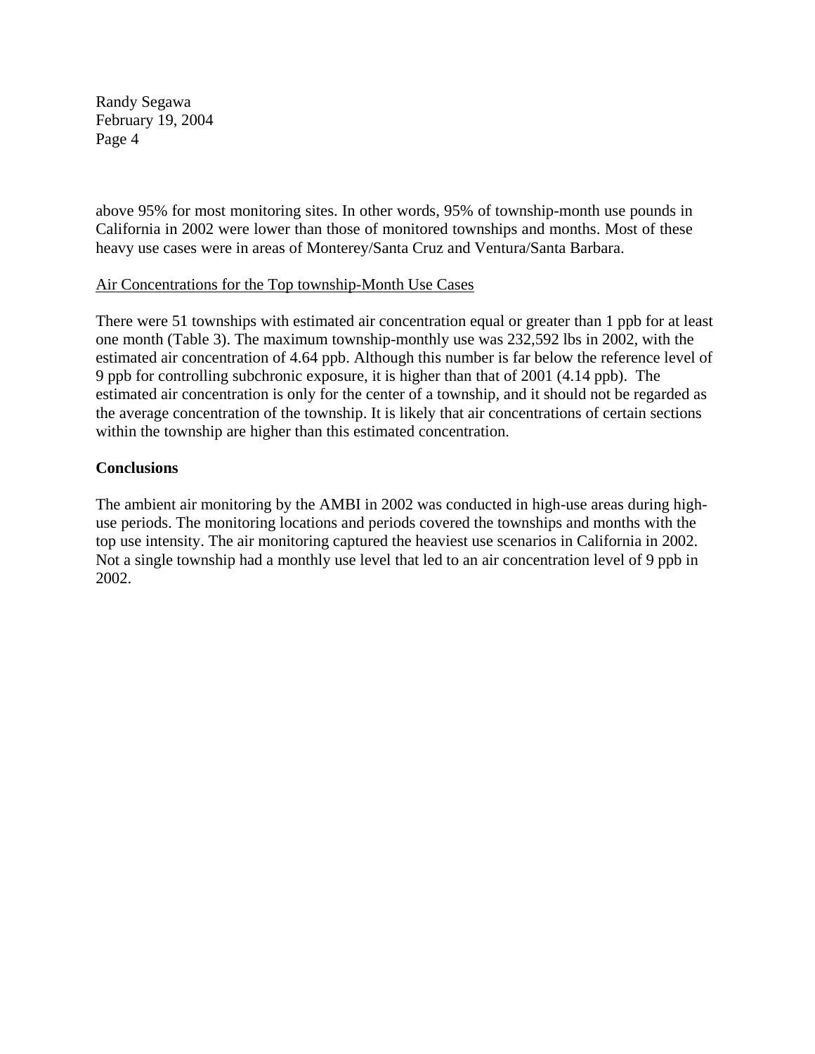above 95% for most monitoring sites. In other words, 95% of township-month use pounds in California in 2002 were lower than those of monitored townships and months. Most of these heavy use cases were in areas of Monterey/Santa Cruz and Ventura/Santa Barbara.

<u>Air Concentrations for the Top township-Month Use Cases</u>

There were 51 townships with estimated air concentration equal or greater than 1 ppb for at least one month (Table 3). The maximum township-monthly use was 232,592 lbs in 2002, with the estimated air concentration of 4.64 ppb. Although this number is far below the reference level of 9 ppb for controlling subchronic exposure, it is higher than that of 2001 (4.14 ppb). The estimated air concentration is only for the center of a township, and it should not be regarded as the average concentration of the township. It is likely that air concentrations of certain sections within the township are higher than this estimated concentration.

**Conclusions**

The ambient air monitoring by the AMBI in 2002 was conducted in high-use areas during high-use periods. The monitoring locations and periods covered the townships and months with the top use intensity. The air monitoring captured the heaviest use scenarios in California in 2002. Not a single township had a monthly use level that led to an air concentration level of 9 ppb in 2002.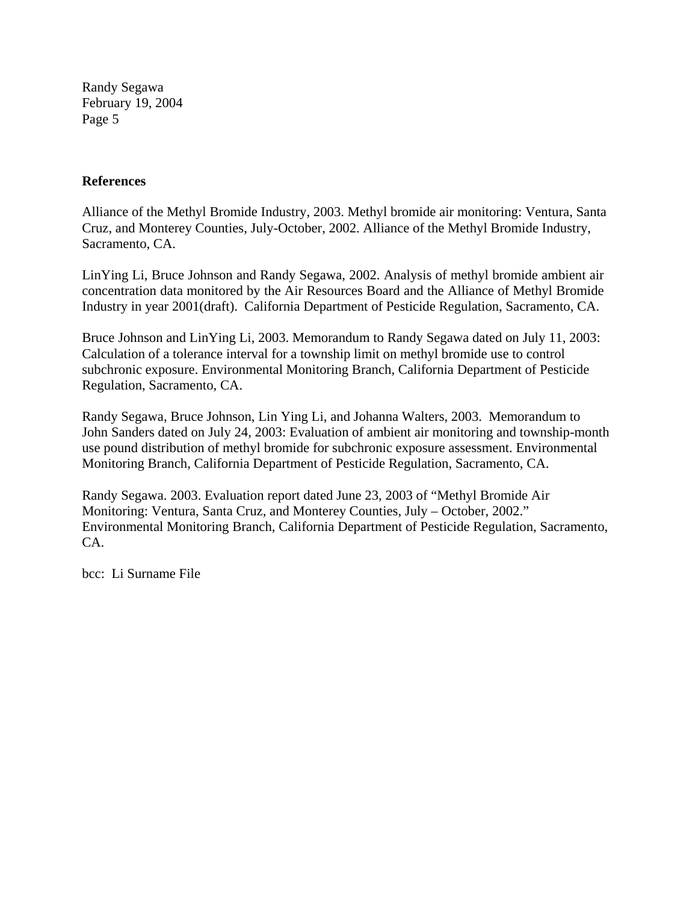**References**

Alliance of the Methyl Bromide Industry, 2003. Methyl bromide air monitoring: Ventura, Santa Cruz, and Monterey Counties, July-October, 2002. Alliance of the Methyl Bromide Industry, Sacramento, CA.

LinYing Li, Bruce Johnson and Randy Segawa, 2002. Analysis of methyl bromide ambient air concentration data monitored by the Air Resources Board and the Alliance of Methyl Bromide Industry in year 2001(draft). California Department of Pesticide Regulation, Sacramento, CA.

Bruce Johnson and LinYing Li, 2003. Memorandum to Randy Segawa dated on July 11, 2003: Calculation of a tolerance interval for a township limit on methyl bromide use to control subchronic exposure. Environmental Monitoring Branch, California Department of Pesticide Regulation, Sacramento, CA.

Randy Segawa, Bruce Johnson, Lin Ying Li, and Johanna Walters, 2003. Memorandum to John Sanders dated on July 24, 2003: Evaluation of ambient air monitoring and township-month use pound distribution of methyl bromide for subchronic exposure assessment. Environmental Monitoring Branch, California Department of Pesticide Regulation, Sacramento, CA.

Randy Segawa. 2003. Evaluation report dated June 23, 2003 of "Methyl Bromide Air Monitoring: Ventura, Santa Cruz, and Monterey Counties, July – October, 2002." Environmental Monitoring Branch, California Department of Pesticide Regulation, Sacramento, CA.

bcc: Li Surname File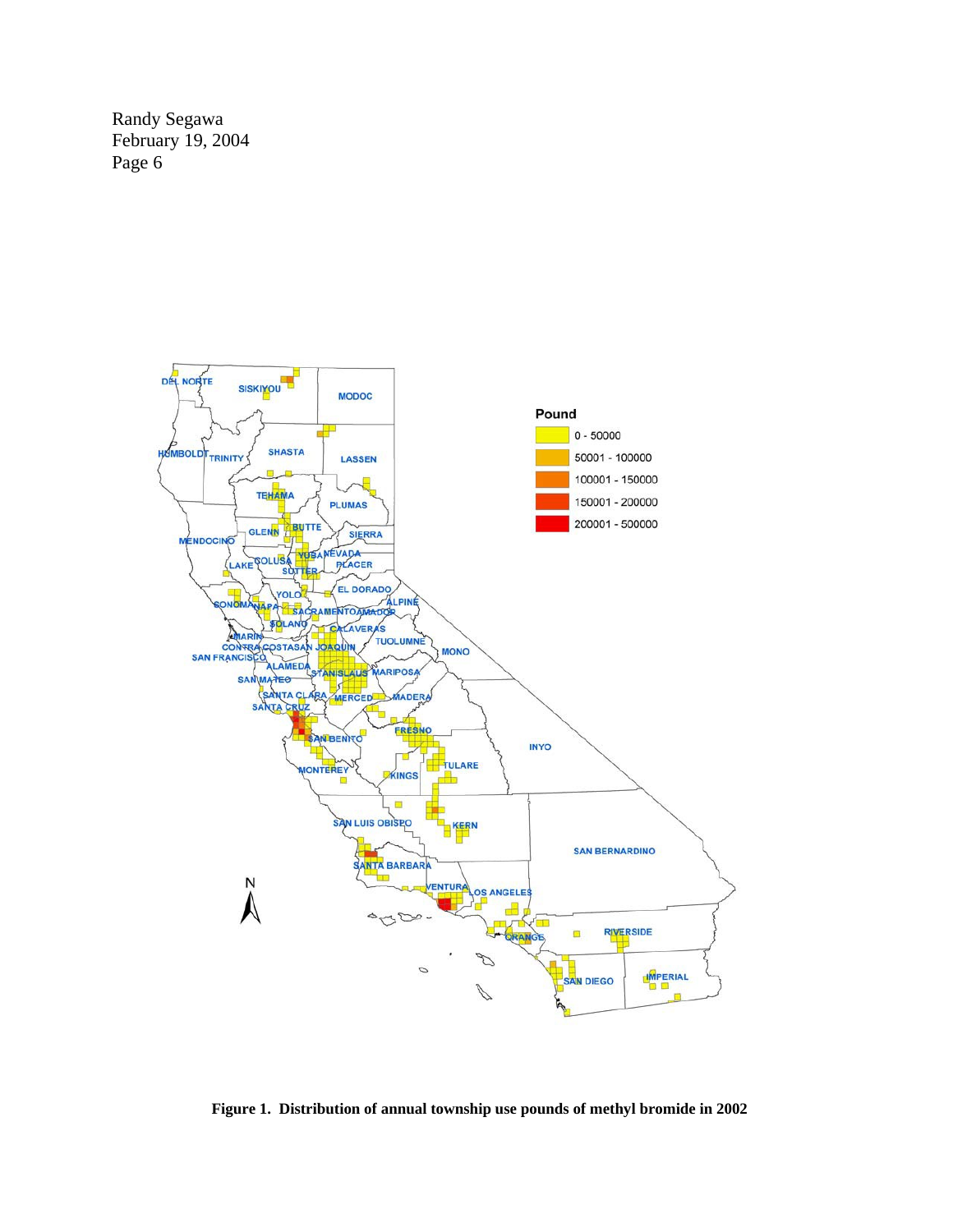**Figure 1. Distribution of annual township use pounds of methyl bromide in 2002**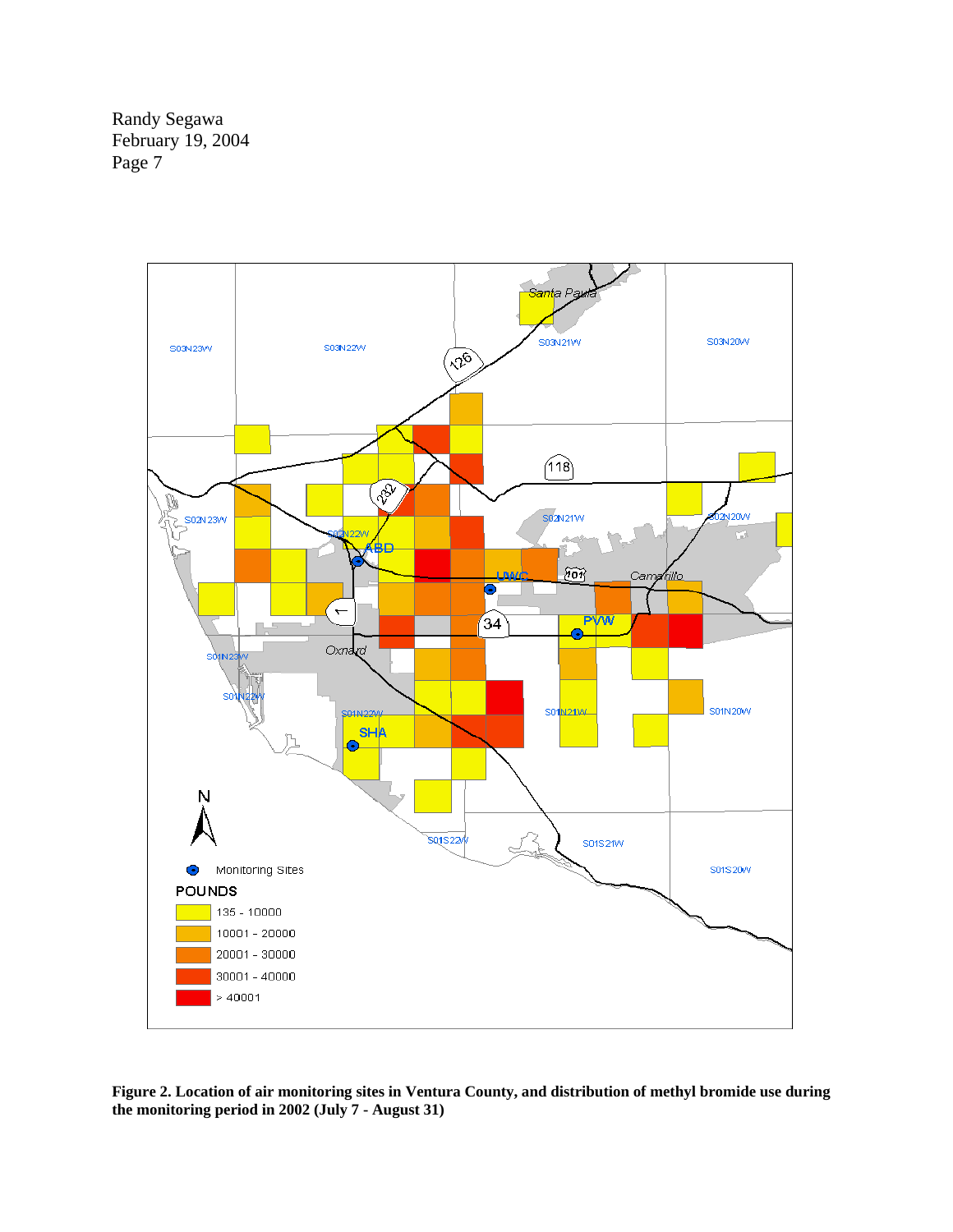**Figure 2. Location of air monitoring sites in Ventura County, and distribution of methyl bromide use during the monitoring period in 2002 (July 7 - August 31)**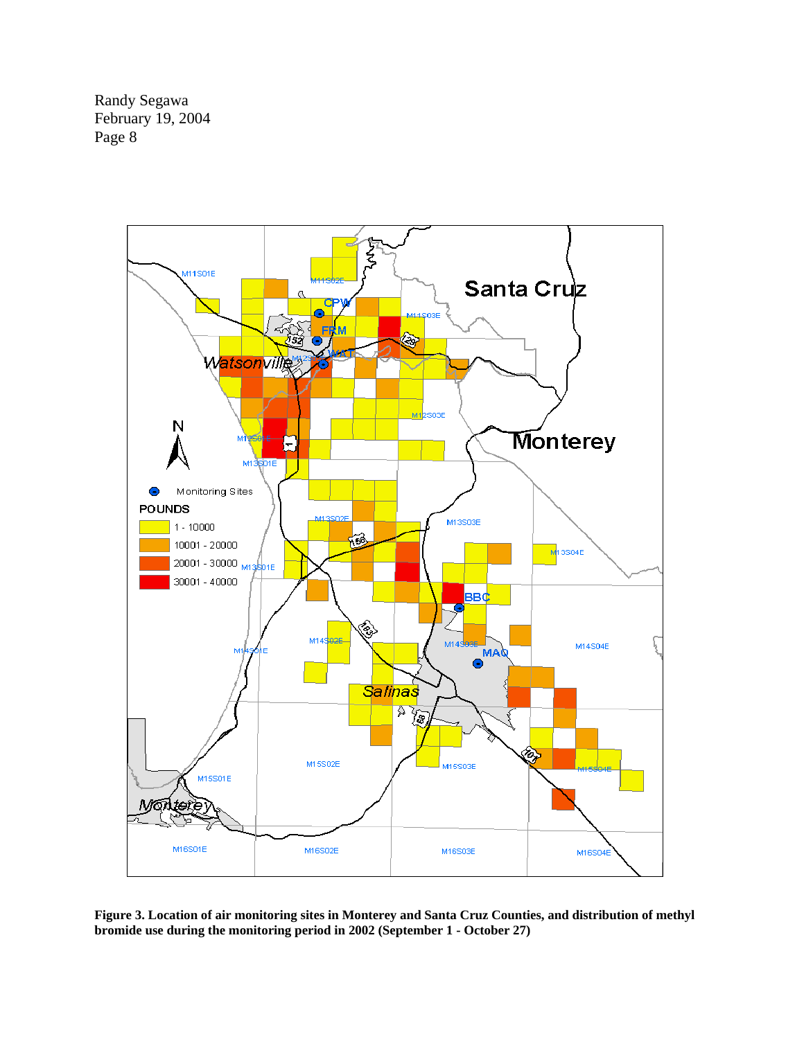**Figure 3. Location of air monitoring sites in Monterey and Santa Cruz Counties, and distribution of methyl bromide use during the monitoring period in 2002 (September 1 - October 27)**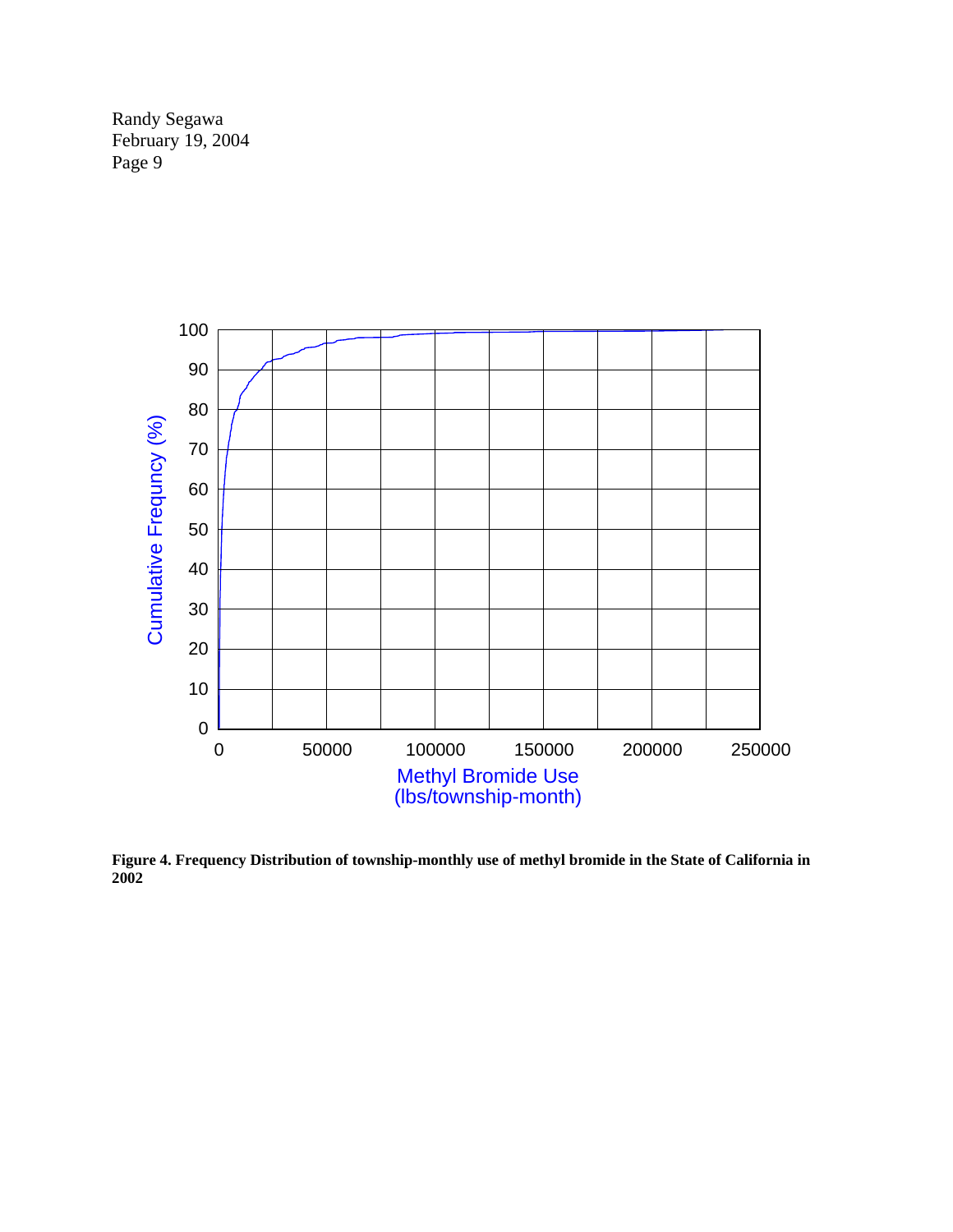**Figure 4. Frequency Distribution of township-monthly use of methyl bromide in the State of California in 2002**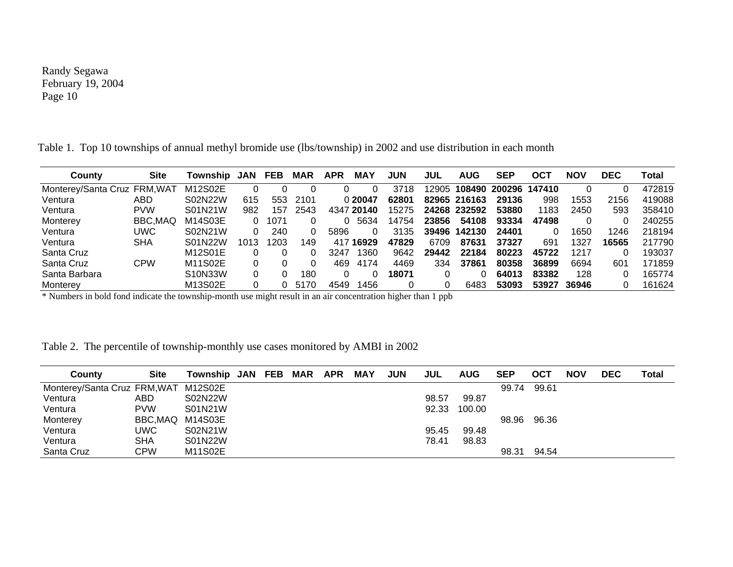Randy Segawa
February 19, 2004

Table 1. Top 10 townships of annual methyl bromide use (lbs/township) in 2002 and use distribution in each month

| County | Site | Township | JAN | FEB | MAR | APR | MAY | JUN | JUL | AUG | SEP | OCT | NOV | DEC | Total |
|---|---|---|---|---|---|---|---|---|---|---|---|---|---|---|---|
| Monterey/Santa Cruz | FRM,WAT | M12S02E | 0 | 0 | 0 | 0 | 0 | 3718 | 12905 | **108490** | **200296** | **147410** | 0 | 0 | 472819 |
| Ventura | ABD | S02N22W | 615 | 553 | 2101 | 0 | **20047** | **62801** | **82965** | **216163** | **29136** | 998 | 1553 | 2156 | 419088 |
| Ventura | PVW | S01N21W | 982 | 157 | 2543 | 4347 | **20140** | 15275 | **24268** | **232592** | **53880** | 1183 | 2450 | 593 | 358410 |
| Monterey | BBC,MAQ | M14S03E | 0 | 1071 | 0 | 0 | 5634 | 14754 | **23856** | **54108** | **93334** | **47498** | 0 | 0 | 240255 |
| Ventura | UWC | S02N21W | 0 | 240 | 0 | 5896 | 0 | 3135 | **39496** | **142130** | **24401** | 0 | 1650 | 1246 | 218194 |
| Ventura | SHA | S01N22W | 1013 | 1203 | 149 | 417 | **16929** | **47829** | 6709 | **87631** | **37327** | 691 | 1327 | **16565** | 217790 |
| Santa Cruz | | M12S01E | 0 | 0 | 0 | 3247 | 1360 | 9642 | **29442** | **22184** | **80223** | **45722** | 1217 | 0 | 193037 |
| Santa Cruz | CPW | M11S02E | 0 | 0 | 0 | 469 | 4174 | 4469 | 334 | **37861** | **80358** | **36899** | 6694 | 601 | 171859 |
| Santa Barbara | | S10N33W | 0 | 0 | 180 | 0 | 0 | **18071** | 0 | 0 | **64013** | **83382** | 128 | 0 | 165774 |
| Monterey | | M13S02E | 0 | 0 | 5170 | 4549 | 1456 | 0 | 0 | 6483 | **53093** | **53927** | **36946** | 0 | 161624 |

* Numbers in bold fond indicate the township-month use might result in an air concentration higher than 1 ppb

Table 2. The percentile of township-monthly use cases monitored by AMBI in 2002

| County | Site | Township | JAN | FEB | MAR | APR | MAY | JUN | JUL | AUG | SEP | OCT | NOV | DEC | Total |
|---|---|---|---|---|---|---|---|---|---|---|---|---|---|---|---|
| Monterey/Santa Cruz | FRM,WAT | M12S02E | | | | | | | | | 99.74 | 99.61 | | | |
| Ventura | ABD | S02N22W | | | | | | | 98.57 | 99.87 | | | | | |
| Ventura | PVW | S01N21W | | | | | | | 92.33 | 100.00 | | | | | |
| Monterey | BBC,MAQ | M14S03E | | | | | | | | | 98.96 | 96.36 | | | |
| Ventura | UWC | S02N21W | | | | | | | 95.45 | 99.48 | | | | | |
| Ventura | SHA | S01N22W | | | | | | | 78.41 | 98.83 | | | | | |
| Santa Cruz | CPW | M11S02E | | | | | | | | | 98.31 | 94.54 | | | |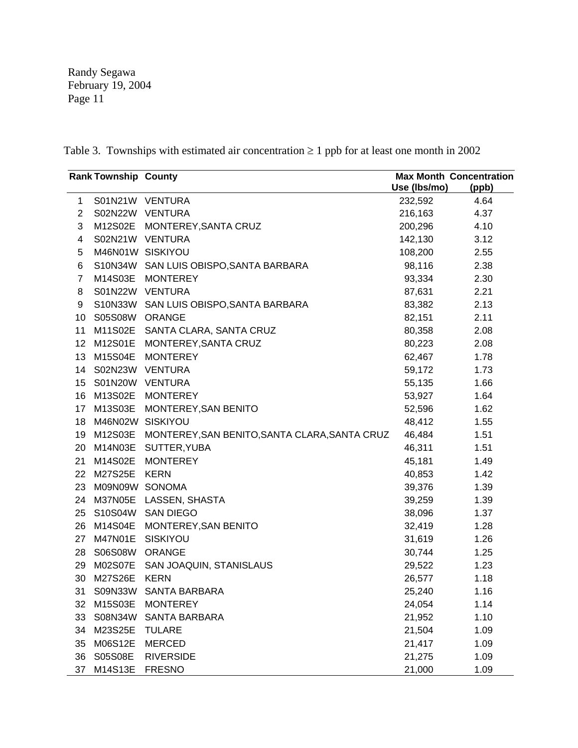Table 3. Townships with estimated air concentration ≥ 1 ppb for at least one month in 2002

| Rank | Township | County | Max Month Use (lbs/mo) | Concentration (ppb) |
|---|---|---|---|---|
| 1 | S01N21W | VENTURA | 232,592 | 4.64 |
| 2 | S02N22W | VENTURA | 216,163 | 4.37 |
| 3 | M12S02E | MONTEREY,SANTA CRUZ | 200,296 | 4.10 |
| 4 | S02N21W | VENTURA | 142,130 | 3.12 |
| 5 | M46N01W | SISKIYOU | 108,200 | 2.55 |
| 6 | S10N34W | SAN LUIS OBISPO,SANTA BARBARA | 98,116 | 2.38 |
| 7 | M14S03E | MONTEREY | 93,334 | 2.30 |
| 8 | S01N22W | VENTURA | 87,631 | 2.21 |
| 9 | S10N33W | SAN LUIS OBISPO,SANTA BARBARA | 83,382 | 2.13 |
| 10 | S05S08W | ORANGE | 82,151 | 2.11 |
| 11 | M11S02E | SANTA CLARA, SANTA CRUZ | 80,358 | 2.08 |
| 12 | M12S01E | MONTEREY,SANTA CRUZ | 80,223 | 2.08 |
| 13 | M15S04E | MONTEREY | 62,467 | 1.78 |
| 14 | S02N23W | VENTURA | 59,172 | 1.73 |
| 15 | S01N20W | VENTURA | 55,135 | 1.66 |
| 16 | M13S02E | MONTEREY | 53,927 | 1.64 |
| 17 | M13S03E | MONTEREY,SAN BENITO | 52,596 | 1.62 |
| 18 | M46N02W | SISKIYOU | 48,412 | 1.55 |
| 19 | M12S03E | MONTEREY,SAN BENITO,SANTA CLARA,SANTA CRUZ | 46,484 | 1.51 |
| 20 | M14N03E | SUTTER,YUBA | 46,311 | 1.51 |
| 21 | M14S02E | MONTEREY | 45,181 | 1.49 |
| 22 | M27S25E | KERN | 40,853 | 1.42 |
| 23 | M09N09W | SONOMA | 39,376 | 1.39 |
| 24 | M37N05E | LASSEN, SHASTA | 39,259 | 1.39 |
| 25 | S10S04W | SAN DIEGO | 38,096 | 1.37 |
| 26 | M14S04E | MONTEREY,SAN BENITO | 32,419 | 1.28 |
| 27 | M47N01E | SISKIYOU | 31,619 | 1.26 |
| 28 | S06S08W | ORANGE | 30,744 | 1.25 |
| 29 | M02S07E | SAN JOAQUIN, STANISLAUS | 29,522 | 1.23 |
| 30 | M27S26E | KERN | 26,577 | 1.18 |
| 31 | S09N33W | SANTA BARBARA | 25,240 | 1.16 |
| 32 | M15S03E | MONTEREY | 24,054 | 1.14 |
| 33 | S08N34W | SANTA BARBARA | 21,952 | 1.10 |
| 34 | M23S25E | TULARE | 21,504 | 1.09 |
| 35 | M06S12E | MERCED | 21,417 | 1.09 |
| 36 | S05S08E | RIVERSIDE | 21,275 | 1.09 |
| 37 | M14S13E | FRESNO | 21,000 | 1.09 |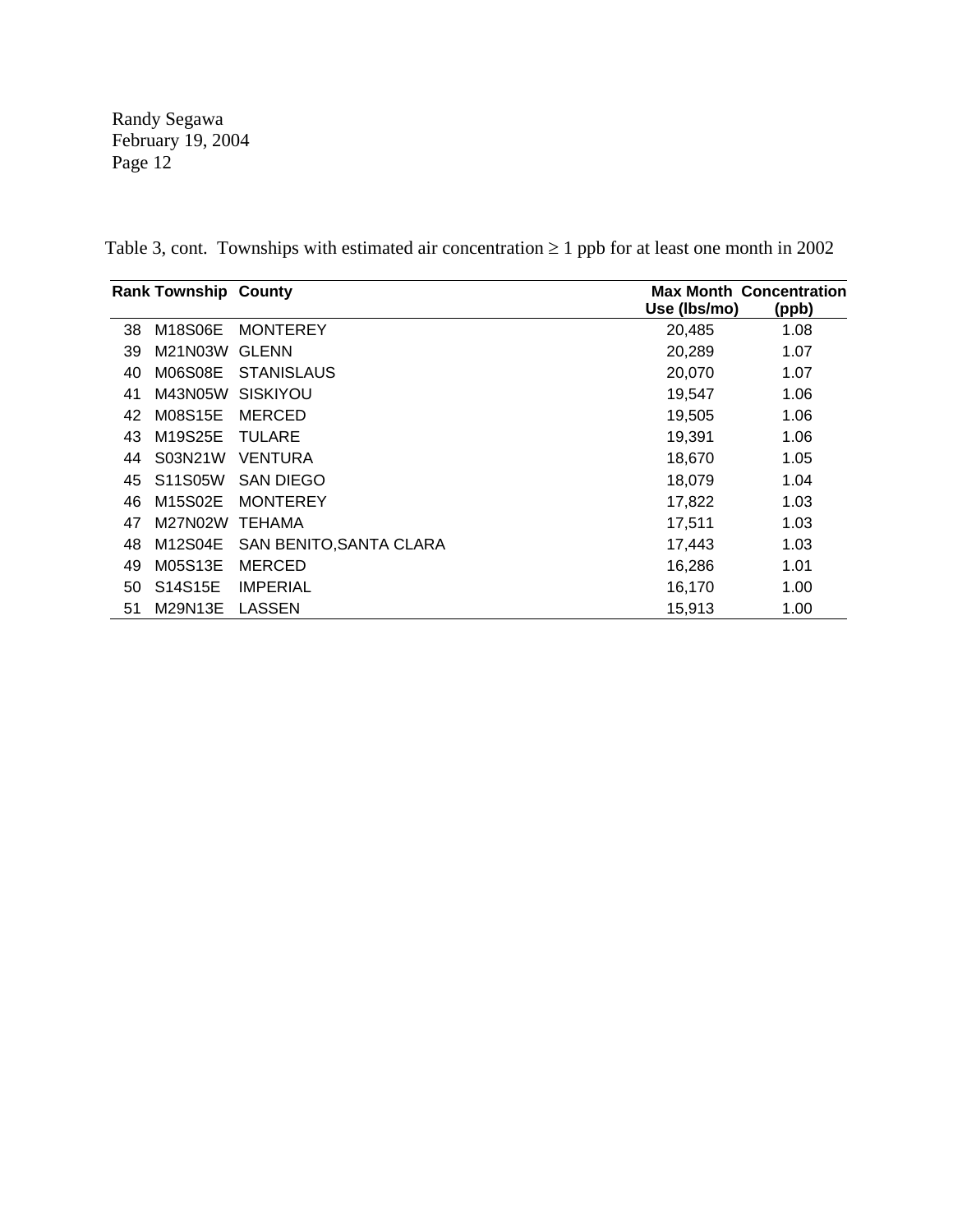Table 3, cont. Townships with estimated air concentration ≥ 1 ppb for at least one month in 2002

| Rank | Township | County | Max Month Use (lbs/mo) | Concentration (ppb) |
|---|---|---|---|---|
| 38 | M18S06E | MONTEREY | 20,485 | 1.08 |
| 39 | M21N03W | GLENN | 20,289 | 1.07 |
| 40 | M06S08E | STANISLAUS | 20,070 | 1.07 |
| 41 | M43N05W | SISKIYOU | 19,547 | 1.06 |
| 42 | M08S15E | MERCED | 19,505 | 1.06 |
| 43 | M19S25E | TULARE | 19,391 | 1.06 |
| 44 | S03N21W | VENTURA | 18,670 | 1.05 |
| 45 | S11S05W | SAN DIEGO | 18,079 | 1.04 |
| 46 | M15S02E | MONTEREY | 17,822 | 1.03 |
| 47 | M27N02W | TEHAMA | 17,511 | 1.03 |
| 48 | M12S04E | SAN BENITO,SANTA CLARA | 17,443 | 1.03 |
| 49 | M05S13E | MERCED | 16,286 | 1.01 |
| 50 | S14S15E | IMPERIAL | 16,170 | 1.00 |
| 51 | M29N13E | LASSEN | 15,913 | 1.00 |